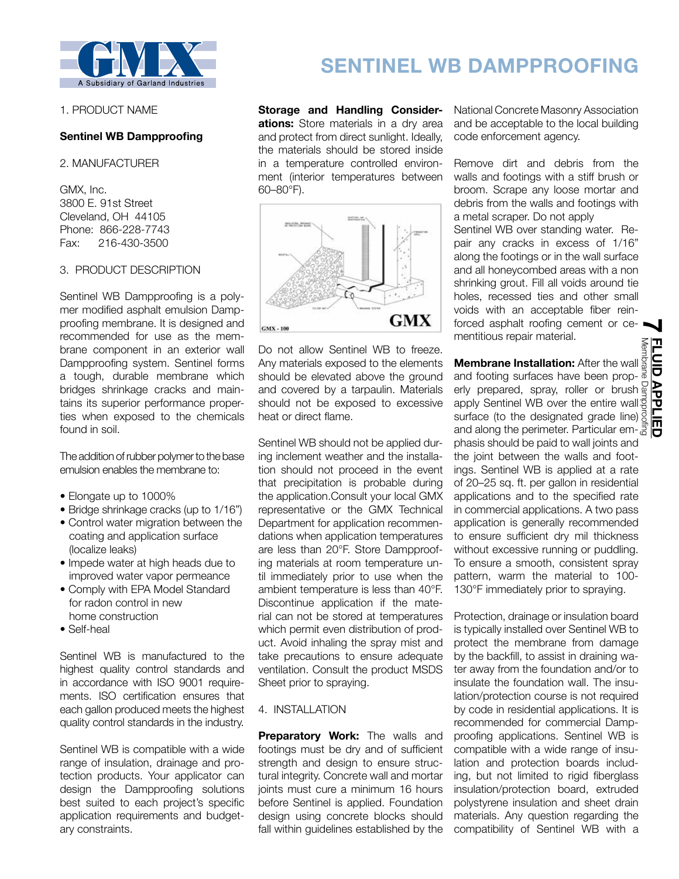# SENTINEL WB DAMPPROOFING

GMX — A Subsidiary of Garland Industries

1. PRODUCT NAME

**Sentinel WB Dampproofing**

2. MANUFACTURER

GMX, Inc.
3800 E. 91st Street
Cleveland, OH 44105
Phone: 866-228-7743
Fax: 216-430-3500

3. PRODUCT DESCRIPTION

Sentinel WB Dampproofing is a polymer modified asphalt emulsion Dampproofing membrane. It is designed and recommended for use as the membrane component in an exterior wall Dampproofing system. Sentinel forms a tough, durable membrane which bridges shrinkage cracks and maintains its superior performance properties when exposed to the chemicals found in soil.

The addition of rubber polymer to the base emulsion enables the membrane to:

- Elongate up to 1000%
- Bridge shrinkage cracks (up to 1/16")
- Control water migration between the coating and application surface (localize leaks)
- Impede water at high heads due to improved water vapor permeance
- Comply with EPA Model Standard for radon control in new home construction
- Self-heal

Sentinel WB is manufactured to the highest quality control standards and in accordance with ISO 9001 requirements. ISO certification ensures that each gallon produced meets the highest quality control standards in the industry.

Sentinel WB is compatible with a wide range of insulation, drainage and protection products. Your applicator can design the Dampproofing solutions best suited to each project's specific application requirements and budgetary constraints.

**Storage and Handling Considerations:** Store materials in a dry area and protect from direct sunlight. Ideally, the materials should be stored inside in a temperature controlled environment (interior temperatures between 60–80°F).

GMX - 100

Do not allow Sentinel WB to freeze. Any materials exposed to the elements should be elevated above the ground and covered by a tarpaulin. Materials should not be exposed to excessive heat or direct flame.

Sentinel WB should not be applied during inclement weather and the installation should not proceed in the event that precipitation is probable during the application. Consult your local GMX representative or the GMX Technical Department for application recommendations when application temperatures are less than 20°F. Store Dampproofing materials at room temperature until immediately prior to use when the ambient temperature is less than 40°F. Discontinue application if the material can not be stored at temperatures which permit even distribution of product. Avoid inhaling the spray mist and take precautions to ensure adequate ventilation. Consult the product MSDS Sheet prior to spraying.

4. INSTALLATION

**Preparatory Work:** The walls and footings must be dry and of sufficient strength and design to ensure structural integrity. Concrete wall and mortar joints must cure a minimum 16 hours before Sentinel is applied. Foundation design using concrete blocks should fall within guidelines established by the National Concrete Masonry Association and be acceptable to the local building code enforcement agency.

Remove dirt and debris from the walls and footings with a stiff brush or broom. Scrape any loose mortar and debris from the walls and footings with a metal scraper. Do not apply Sentinel WB over standing water. Repair any cracks in excess of 1/16" along the footings or in the wall surface and all honeycombed areas with a non shrinking grout. Fill all voids around tie holes, recessed ties and other small voids with an acceptable fiber reinforced asphalt roofing cement or cementitious repair material.

**Membrane Installation:** After the wall and footing surfaces have been properly prepared, spray, roller or brush apply Sentinel WB over the entire wall surface (to the designated grade line) and along the perimeter. Particular emphasis should be paid to wall joints and the joint between the walls and footings. Sentinel WB is applied at a rate of 20–25 sq. ft. per gallon in residential applications and to the specified rate in commercial applications. A two pass application is generally recommended to ensure sufficient dry mil thickness without excessive running or puddling. To ensure a smooth, consistent spray pattern, warm the material to 100-130°F immediately prior to spraying.

Protection, drainage or insulation board is typically installed over Sentinel WB to protect the membrane from damage by the backfill, to assist in draining water away from the foundation and/or to insulate the foundation wall. The insulation/protection course is not required by code in residential applications. It is recommended for commercial Dampproofing applications. Sentinel WB is compatible with a wide range of insulation and protection boards including, but not limited to rigid fiberglass insulation/protection board, extruded polystyrene insulation and sheet drain materials. Any question regarding the compatibility of Sentinel WB with a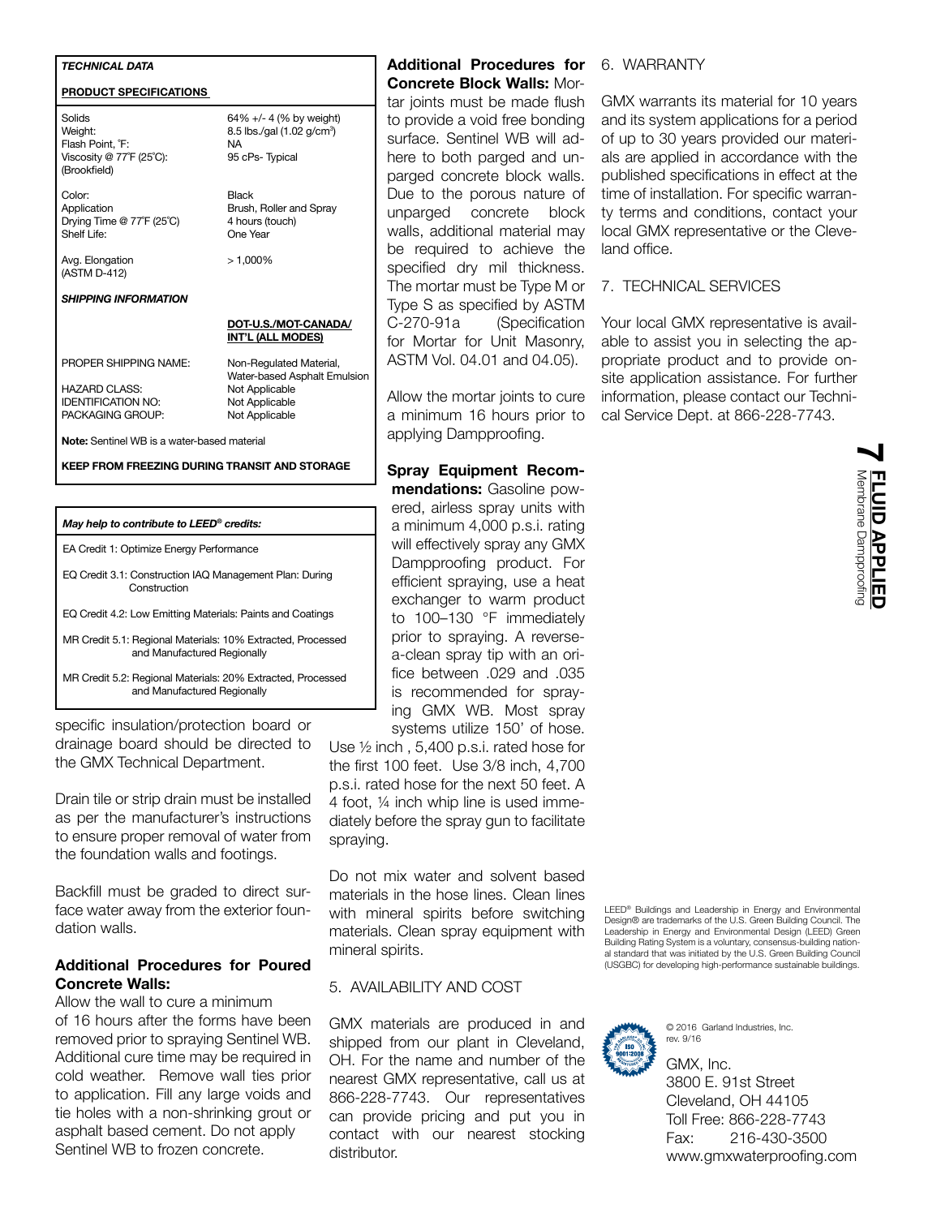***TECHNICAL DATA***

**PRODUCT SPECIFICATIONS**

| | |
|---|---|
| Solids | 64% +/- 4 (% by weight) |
| Weight: | 8.5 lbs./gal (1.02 g/cm³) |
| Flash Point, ˚F: | NA |
| Viscosity @ 77˚F (25˚C): (Brookfield) | 95 cPs- Typical |
| Color: | Black |
| Application | Brush, Roller and Spray |
| Drying Time @ 77˚F (25˚C) | 4 hours (touch) |
| Shelf Life: | One Year |
| Avg. Elongation (ASTM D-412) | > 1,000% |

***SHIPPING INFORMATION***

| | **DOT-U.S./MOT-CANADA/ INT'L (ALL MODES)** |
|---|---|
| PROPER SHIPPING NAME: | Non-Regulated Material, Water-based Asphalt Emulsion |
| HAZARD CLASS: | Not Applicable |
| IDENTIFICATION NO: | Not Applicable |
| PACKAGING GROUP: | Not Applicable |

**Note:** Sentinel WB is a water-based material

**KEEP FROM FREEZING DURING TRANSIT AND STORAGE**

***May help to contribute to LEED® credits:***

- EA Credit 1: Optimize Energy Performance
- EQ Credit 3.1: Construction IAQ Management Plan: During Construction
- EQ Credit 4.2: Low Emitting Materials: Paints and Coatings
- MR Credit 5.1: Regional Materials: 10% Extracted, Processed and Manufactured Regionally
- MR Credit 5.2: Regional Materials: 20% Extracted, Processed and Manufactured Regionally

specific insulation/protection board or drainage board should be directed to the GMX Technical Department.

Drain tile or strip drain must be installed as per the manufacturer's instructions to ensure proper removal of water from the foundation walls and footings.

Backfill must be graded to direct surface water away from the exterior foundation walls.

**Additional Procedures for Poured Concrete Walls:**
Allow the wall to cure a minimum of 16 hours after the forms have been removed prior to spraying Sentinel WB. Additional cure time may be required in cold weather. Remove wall ties prior to application. Fill any large voids and tie holes with a non-shrinking grout or asphalt based cement. Do not apply Sentinel WB to frozen concrete.

**Additional Procedures for Concrete Block Walls:** Mortar joints must be made flush to provide a void free bonding surface. Sentinel WB will adhere to both parged and unparged concrete block walls. Due to the porous nature of unparged concrete block walls, additional material may be required to achieve the specified dry mil thickness. The mortar must be Type M or Type S as specified by ASTM C-270-91a (Specification for Mortar for Unit Masonry, ASTM Vol. 04.01 and 04.05).

Allow the mortar joints to cure a minimum 16 hours prior to applying Dampproofing.

**Spray Equipment Recommendations:** Gasoline powered, airless spray units with a minimum 4,000 p.s.i. rating will effectively spray any GMX Dampproofing product. For efficient spraying, use a heat exchanger to warm product to 100–130 °F immediately prior to spraying. A reverse-a-clean spray tip with an orifice between .029 and .035 is recommended for spraying GMX WB. Most spray systems utilize 150' of hose. Use ½ inch , 5,400 p.s.i. rated hose for the first 100 feet. Use 3/8 inch, 4,700 p.s.i. rated hose for the next 50 feet. A 4 foot, ¼ inch whip line is used immediately before the spray gun to facilitate spraying.

Do not mix water and solvent based materials in the hose lines. Clean lines with mineral spirits before switching materials. Clean spray equipment with mineral spirits.

## 5. AVAILABILITY AND COST

GMX materials are produced in and shipped from our plant in Cleveland, OH. For the name and number of the nearest GMX representative, call us at 866-228-7743. Our representatives can provide pricing and put you in contact with our nearest stocking distributor.

## 6. WARRANTY

GMX warrants its material for 10 years and its system applications for a period of up to 30 years provided our materials are applied in accordance with the published specifications in effect at the time of installation. For specific warranty terms and conditions, contact your local GMX representative or the Cleveland office.

## 7. TECHNICAL SERVICES

Your local GMX representative is available to assist you in selecting the appropriate product and to provide on-site application assistance. For further information, please contact our Technical Service Dept. at 866-228-7743.

**7 FLUID APPLIED**
Membrane Dampproofing

LEED® Buildings and Leadership in Energy and Environmental Design® are trademarks of the U.S. Green Building Council. The Leadership in Energy and Environmental Design (LEED) Green Building Rating System is a voluntary, consensus-building national standard that was initiated by the U.S. Green Building Council (USGBC) for developing high-performance sustainable buildings.

© 2016 Garland Industries, Inc.
rev. 9/16

GMX, Inc.
3800 E. 91st Street
Cleveland, OH 44105
Toll Free: 866-228-7743
Fax: 216-430-3500
www.gmxwaterproofing.com